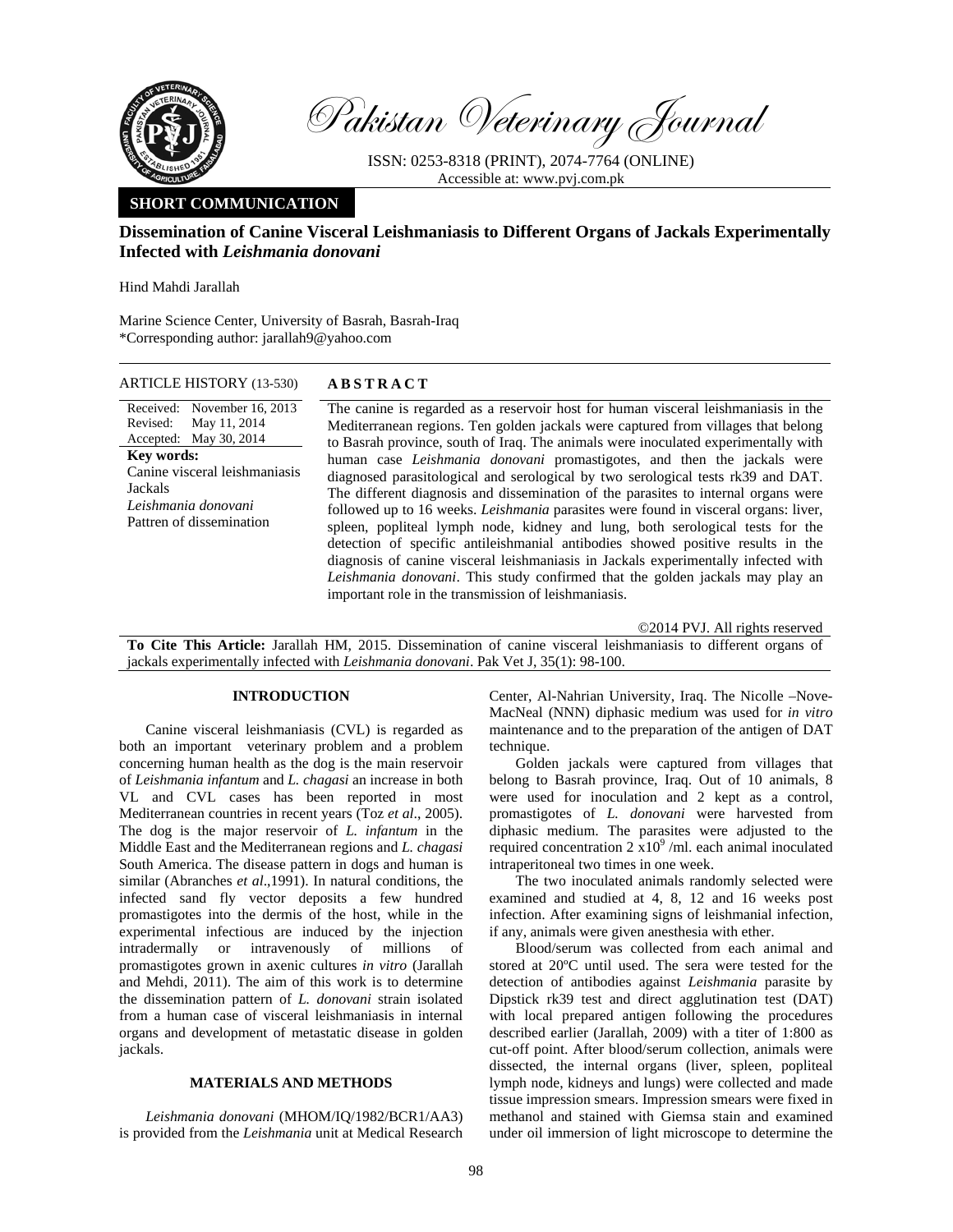# Pakistan Veterinary Journal

ISSN: 0253-8318 (PRINT), 2074-7764 (ONLINE)
Accessible at: www.pvj.com.pk

**SHORT COMMUNICATION**

## Dissemination of Canine Visceral Leishmaniasis to Different Organs of Jackals Experimentally Infected with *Leishmania donovani*

Hind Mahdi Jarallah

Marine Science Center, University of Basrah, Basrah-Iraq
*Corresponding author: jarallah9@yahoo.com

**ARTICLE HISTORY** (13-530)

Received: November 16, 2013
Revised: May 11, 2014
Accepted: May 30, 2014

**Key words:**
Canine visceral leishmaniasis
Jackals
*Leishmania donovani*
Pattren of dissemination

**ABSTRACT**

The canine is regarded as a reservoir host for human visceral leishmaniasis in the Mediterranean regions. Ten golden jackals were captured from villages that belong to Basrah province, south of Iraq. The animals were inoculated experimentally with human case *Leishmania donovani* promastigotes, and then the jackals were diagnosed parasitological and serological by two serological tests rk39 and DAT. The different diagnosis and dissemination of the parasites to internal organs were followed up to 16 weeks. *Leishmania* parasites were found in visceral organs: liver, spleen, popliteal lymph node, kidney and lung, both serological tests for the detection of specific antileishmanial antibodies showed positive results in the diagnosis of canine visceral leishmaniasis in Jackals experimentally infected with *Leishmania donovani*. This study confirmed that the golden jackals may play an important role in the transmission of leishmaniasis.

©2014 PVJ. All rights reserved

**To Cite This Article:** Jarallah HM, 2015. Dissemination of canine visceral leishmaniasis to different organs of jackals experimentally infected with *Leishmania donovani*. Pak Vet J, 35(1): 98-100.

### INTRODUCTION

Canine visceral leishmaniasis (CVL) is regarded as both an important veterinary problem and a problem concerning human health as the dog is the main reservoir of *Leishmania infantum* and *L. chagasi* an increase in both VL and CVL cases has been reported in most Mediterranean countries in recent years (Toz *et al*., 2005). The dog is the major reservoir of *L. infantum* in the Middle East and the Mediterranean regions and *L. chagasi* South America. The disease pattern in dogs and human is similar (Abranches *et al*.,1991). In natural conditions, the infected sand fly vector deposits a few hundred promastigotes into the dermis of the host, while in the experimental infectious are induced by the injection intradermally or intravenously of millions of promastigotes grown in axenic cultures *in vitro* (Jarallah and Mehdi, 2011). The aim of this work is to determine the dissemination pattern of *L. donovani* strain isolated from a human case of visceral leishmaniasis in internal organs and development of metastatic disease in golden jackals.

### MATERIALS AND METHODS

*Leishmania donovani* (MHOM/IQ/1982/BCR1/AA3) is provided from the *Leishmania* unit at Medical Research Center, Al-Nahrian University, Iraq. The Nicolle –Nove-MacNeal (NNN) diphasic medium was used for *in vitro* maintenance and to the preparation of the antigen of DAT technique.

Golden jackals were captured from villages that belong to Basrah province, Iraq. Out of 10 animals, 8 were used for inoculation and 2 kept as a control, promastigotes of *L. donovani* were harvested from diphasic medium. The parasites were adjusted to the required concentration 2 $x10^9$ /ml. each animal inoculated intraperitoneal two times in one week.

The two inoculated animals randomly selected were examined and studied at 4, 8, 12 and 16 weeks post infection. After examining signs of leishmanial infection, if any, animals were given anesthesia with ether.

Blood/serum was collected from each animal and stored at 20ºC until used. The sera were tested for the detection of antibodies against *Leishmania* parasite by Dipstick rk39 test and direct agglutination test (DAT) with local prepared antigen following the procedures described earlier (Jarallah, 2009) with a titer of 1:800 as cut-off point. After blood/serum collection, animals were dissected, the internal organs (liver, spleen, popliteal lymph node, kidneys and lungs) were collected and made tissue impression smears. Impression smears were fixed in methanol and stained with Giemsa stain and examined under oil immersion of light microscope to determine the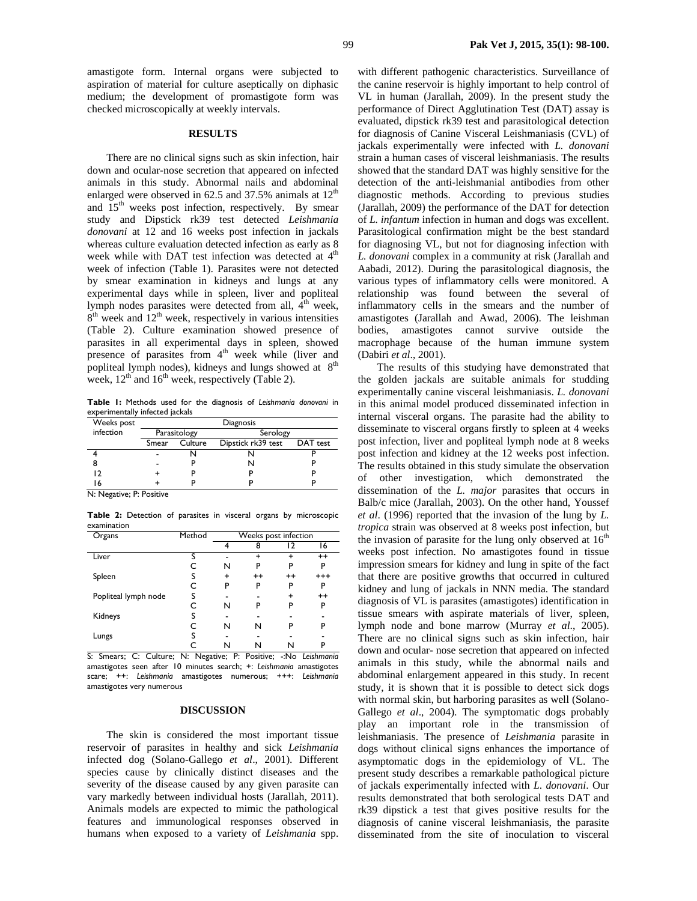amastigote form. Internal organs were subjected to aspiration of material for culture aseptically on diphasic medium; the development of promastigote form was checked microscopically at weekly intervals.

## RESULTS

There are no clinical signs such as skin infection, hair down and ocular-nose secretion that appeared on infected animals in this study. Abnormal nails and abdominal enlarged were observed in 62.5 and 37.5% animals at 12th and 15th weeks post infection, respectively. By smear study and Dipstick rk39 test detected *Leishmania donovani* at 12 and 16 weeks post infection in jackals whereas culture evaluation detected infection as early as 8 week while with DAT test infection was detected at 4th week of infection (Table 1). Parasites were not detected by smear examination in kidneys and lungs at any experimental days while in spleen, liver and popliteal lymph nodes parasites were detected from all, 4th week, 8th week and 12th week, respectively in various intensities (Table 2). Culture examination showed presence of parasites in all experimental days in spleen, showed presence of parasites from 4th week while (liver and popliteal lymph nodes), kidneys and lungs showed at 8th week, 12th and 16th week, respectively (Table 2).

**Table 1:** Methods used for the diagnosis of *Leishmania donovani* in experimentally infected jackals

| Weeks post infection | Diagnosis | | | |
|---|---|---|---|---|
| | Parasitology | | Serology | |
| | Smear | Culture | Dipstick rk39 test | DAT test |
| 4 | - | N | N | P |
| 8 | - | P | N | P |
| 12 | + | P | P | P |
| 16 | + | P | P | P |

N: Negative; P: Positive

**Table 2:** Detection of parasites in visceral organs by microscopic examination

| Organs | Method | Weeks post infection | | | |
|---|---|---|---|---|---|
| | | 4 | 8 | 12 | 16 |
| Liver | S | - | + | + | ++ |
| | C | N | P | P | P |
| Spleen | S | + | ++ | ++ | +++ |
| | C | P | P | P | P |
| Popliteal lymph node | S | - | - | + | ++ |
| | C | N | P | P | P |
| Kidneys | S | - | - | - | - |
| | C | N | N | P | P |
| Lungs | S | - | - | - | - |
| | C | N | N | N | P |

S: Smears; C: Culture; N: Negative; P: Positive; -:No *Leishmania* amastigotes seen after 10 minutes search; +: *Leishmania* amastigotes scare; ++: *Leishmania* amastigotes numerous; +++: *Leishmania* amastigotes very numerous

## DISCUSSION

The skin is considered the most important tissue reservoir of parasites in healthy and sick *Leishmania* infected dog (Solano-Gallego *et al*., 2001). Different species cause by clinically distinct diseases and the severity of the disease caused by any given parasite can vary markedly between individual hosts (Jarallah, 2011). Animals models are expected to mimic the pathological features and immunological responses observed in humans when exposed to a variety of *Leishmania* spp. with different pathogenic characteristics. Surveillance of the canine reservoir is highly important to help control of VL in human (Jarallah, 2009). In the present study the performance of Direct Agglutination Test (DAT) assay is evaluated, dipstick rk39 test and parasitological detection for diagnosis of Canine Visceral Leishmaniasis (CVL) of jackals experimentally were infected with *L. donovani* strain a human cases of visceral leishmaniasis. The results showed that the standard DAT was highly sensitive for the detection of the anti-leishmanial antibodies from other diagnostic methods. According to previous studies (Jarallah, 2009) the performance of the DAT for detection of *L. infantum* infection in human and dogs was excellent. Parasitological confirmation might be the best standard for diagnosing VL, but not for diagnosing infection with *L. donovani* complex in a community at risk (Jarallah and Aabadi, 2012). During the parasitological diagnosis, the various types of inflammatory cells were monitored. A relationship was found between the several of inflammatory cells in the smears and the number of amastigotes (Jarallah and Awad, 2006). The leishman bodies, amastigotes cannot survive outside the macrophage because of the human immune system (Dabiri *et al*., 2001).

The results of this studying have demonstrated that the golden jackals are suitable animals for studding experimentally canine visceral leishmaniasis. *L. donovani* in this animal model produced disseminated infection in internal visceral organs. The parasite had the ability to disseminate to visceral organs firstly to spleen at 4 weeks post infection, liver and popliteal lymph node at 8 weeks post infection and kidney at the 12 weeks post infection. The results obtained in this study simulate the observation of other investigation, which demonstrated the dissemination of the *L. major* parasites that occurs in Balb/c mice (Jarallah, 2003). On the other hand, Youssef *et al*. (1996) reported that the invasion of the lung by *L. tropica* strain was observed at 8 weeks post infection, but the invasion of parasite for the lung only observed at 16th weeks post infection. No amastigotes found in tissue impression smears for kidney and lung in spite of the fact that there are positive growths that occurred in cultured kidney and lung of jackals in NNN media. The standard diagnosis of VL is parasites (amastigotes) identification in tissue smears with aspirate materials of liver, spleen, lymph node and bone marrow (Murray *et al*., 2005). There are no clinical signs such as skin infection, hair down and ocular- nose secretion that appeared on infected animals in this study, while the abnormal nails and abdominal enlargement appeared in this study. In recent study, it is shown that it is possible to detect sick dogs with normal skin, but harboring parasites as well (Solano-Gallego *et al*., 2004). The symptomatic dogs probably play an important role in the transmission of leishmaniases. The presence of *Leishmania* parasite in dogs without clinical signs enhances the importance of asymptomatic dogs in the epidemiology of VL. The present study describes a remarkable pathological picture of jackals experimentally infected with *L. donovani*. Our results demonstrated that both serological tests DAT and rk39 dipstick a test that gives positive results for the diagnosis of canine visceral leishmaniasis, the parasite disseminated from the site of inoculation to visceral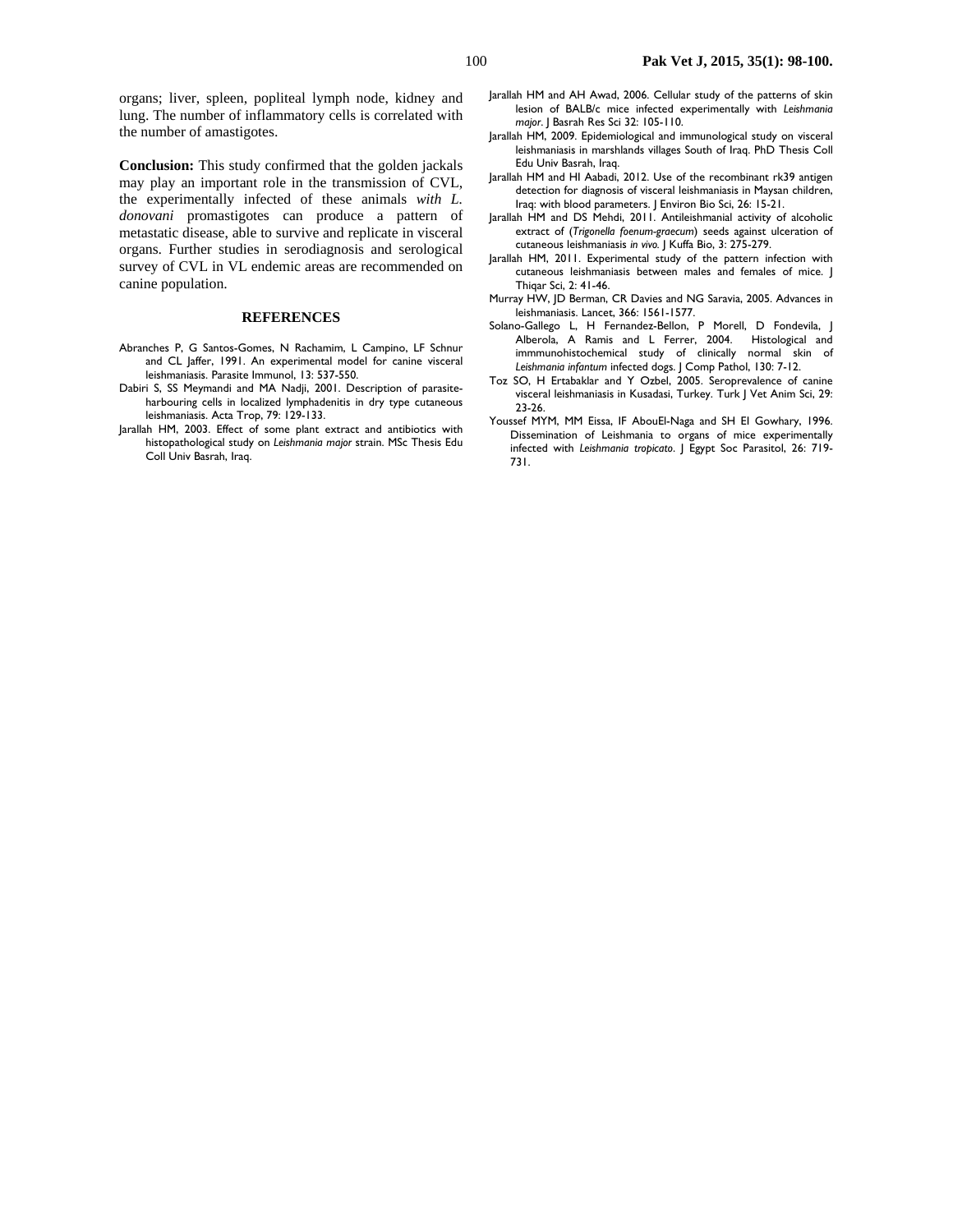organs; liver, spleen, popliteal lymph node, kidney and lung. The number of inflammatory cells is correlated with the number of amastigotes.

**Conclusion:** This study confirmed that the golden jackals may play an important role in the transmission of CVL, the experimentally infected of these animals *with L. donovani* promastigotes can produce a pattern of metastatic disease, able to survive and replicate in visceral organs. Further studies in serodiagnosis and serological survey of CVL in VL endemic areas are recommended on canine population.

## REFERENCES

Abranches P, G Santos-Gomes, N Rachamim, L Campino, LF Schnur and CL Jaffer, 1991. An experimental model for canine visceral leishmaniasis. Parasite Immunol, 13: 537-550.

Dabiri S, SS Meymandi and MA Nadji, 2001. Description of parasite-harbouring cells in localized lymphadenitis in dry type cutaneous leishmaniasis. Acta Trop, 79: 129-133.

Jarallah HM, 2003. Effect of some plant extract and antibiotics with histopathological study on *Leishmania major* strain. MSc Thesis Edu Coll Univ Basrah, Iraq.

Jarallah HM and AH Awad, 2006. Cellular study of the patterns of skin lesion of BALB/c mice infected experimentally with *Leishmania major*. J Basrah Res Sci 32: 105-110.

Jarallah HM, 2009. Epidemiological and immunological study on visceral leishmaniasis in marshlands villages South of Iraq. PhD Thesis Coll Edu Univ Basrah, Iraq.

Jarallah HM and HI Aabadi, 2012. Use of the recombinant rk39 antigen detection for diagnosis of visceral leishmaniasis in Maysan children, Iraq: with blood parameters. J Environ Bio Sci, 26: 15-21.

Jarallah HM and DS Mehdi, 2011. Antileishmanial activity of alcoholic extract of (*Trigonella foenum-graecum*) seeds against ulceration of cutaneous leishmaniasis *in vivo.* J Kuffa Bio, 3: 275-279.

Jarallah HM, 2011. Experimental study of the pattern infection with cutaneous leishmaniasis between males and females of mice. J Thiqar Sci, 2: 41-46.

Murray HW, JD Berman, CR Davies and NG Saravia, 2005. Advances in leishmaniasis. Lancet, 366: 1561-1577.

Solano-Gallego L, H Fernandez-Bellon, P Morell, D Fondevila, J Alberola, A Ramis and L Ferrer, 2004. Histological and immmunohistochemical study of clinically normal skin of *Leishmania infantum* infected dogs. J Comp Pathol, 130: 7-12.

Toz SO, H Ertabaklar and Y Ozbel, 2005. Seroprevalence of canine visceral leishmaniasis in Kusadasi, Turkey. Turk J Vet Anim Sci, 29: 23-26.

Youssef MYM, MM Eissa, IF AbouEl-Naga and SH El Gowhary, 1996. Dissemination of Leishmania to organs of mice experimentally infected with *Leishmania tropicato*. J Egypt Soc Parasitol, 26: 719-731.